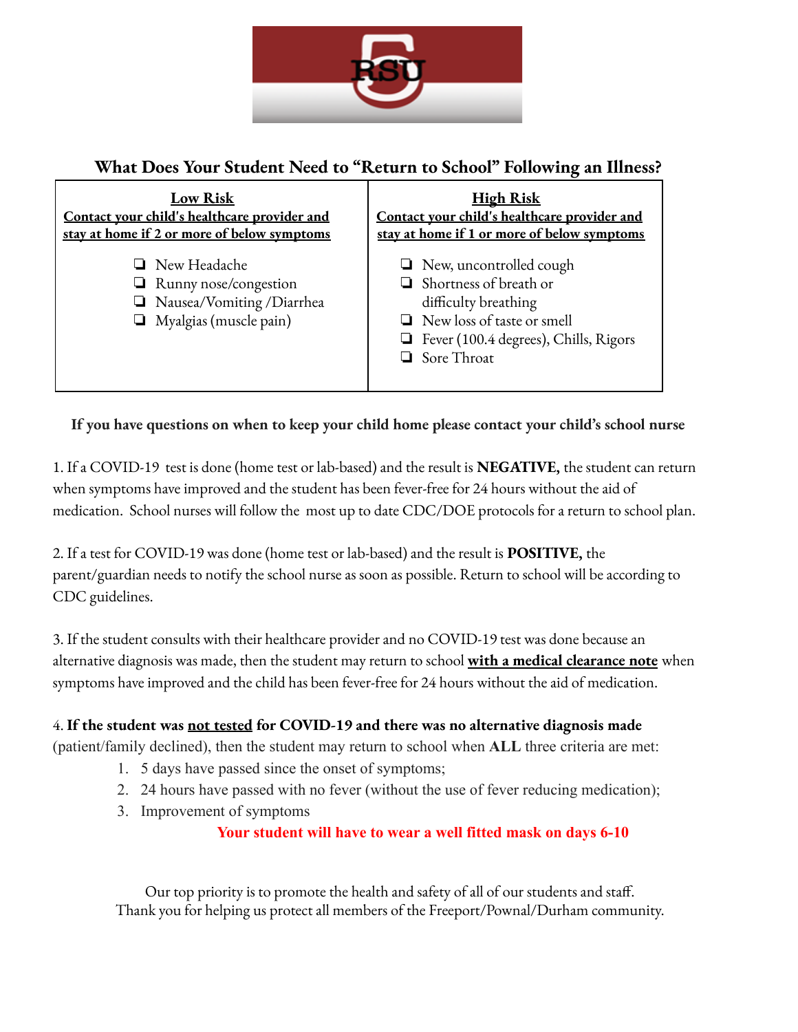# What Does Your Student Need to "Return to School" Following an Illness?

| **Low Risk**<br>**Contact your child's healthcare provider and stay at home if 2 or more of below symptoms** | **High Risk**<br>**Contact your child's healthcare provider and stay at home if 1 or more of below symptoms** |
|---|---|
| ❑ New Headache<br>❑ Runny nose/congestion<br>❑ Nausea/Vomiting /Diarrhea<br>❑ Myalgias (muscle pain) | ❑ New, uncontrolled cough<br>❑ Shortness of breath or difficulty breathing<br>❑ New loss of taste or smell<br>❑ Fever (100.4 degrees), Chills, Rigors<br>❑ Sore Throat |

**If you have questions on when to keep your child home please contact your child's school nurse**

1. If a COVID-19 test is done (home test or lab-based) and the result is **NEGATIVE,** the student can return when symptoms have improved and the student has been fever-free for 24 hours without the aid of medication. School nurses will follow the most up to date CDC/DOE protocols for a return to school plan.

2. If a test for COVID-19 was done (home test or lab-based) and the result is **POSITIVE,** the parent/guardian needs to notify the school nurse as soon as possible. Return to school will be according to CDC guidelines.

3. If the student consults with their healthcare provider and no COVID-19 test was done because an alternative diagnosis was made, then the student may return to school **with a medical clearance note** when symptoms have improved and the child has been fever-free for 24 hours without the aid of medication.

4. **If the student was not tested for COVID-19 and there was no alternative diagnosis made** (patient/family declined), then the student may return to school when **ALL** three criteria are met:

   1. 5 days have passed since the onset of symptoms;
   2. 24 hours have passed with no fever (without the use of fever reducing medication);
   3. Improvement of symptoms

   **Your student will have to wear a well fitted mask on days 6-10**

Our top priority is to promote the health and safety of all of our students and staff.
Thank you for helping us protect all members of the Freeport/Pownal/Durham community.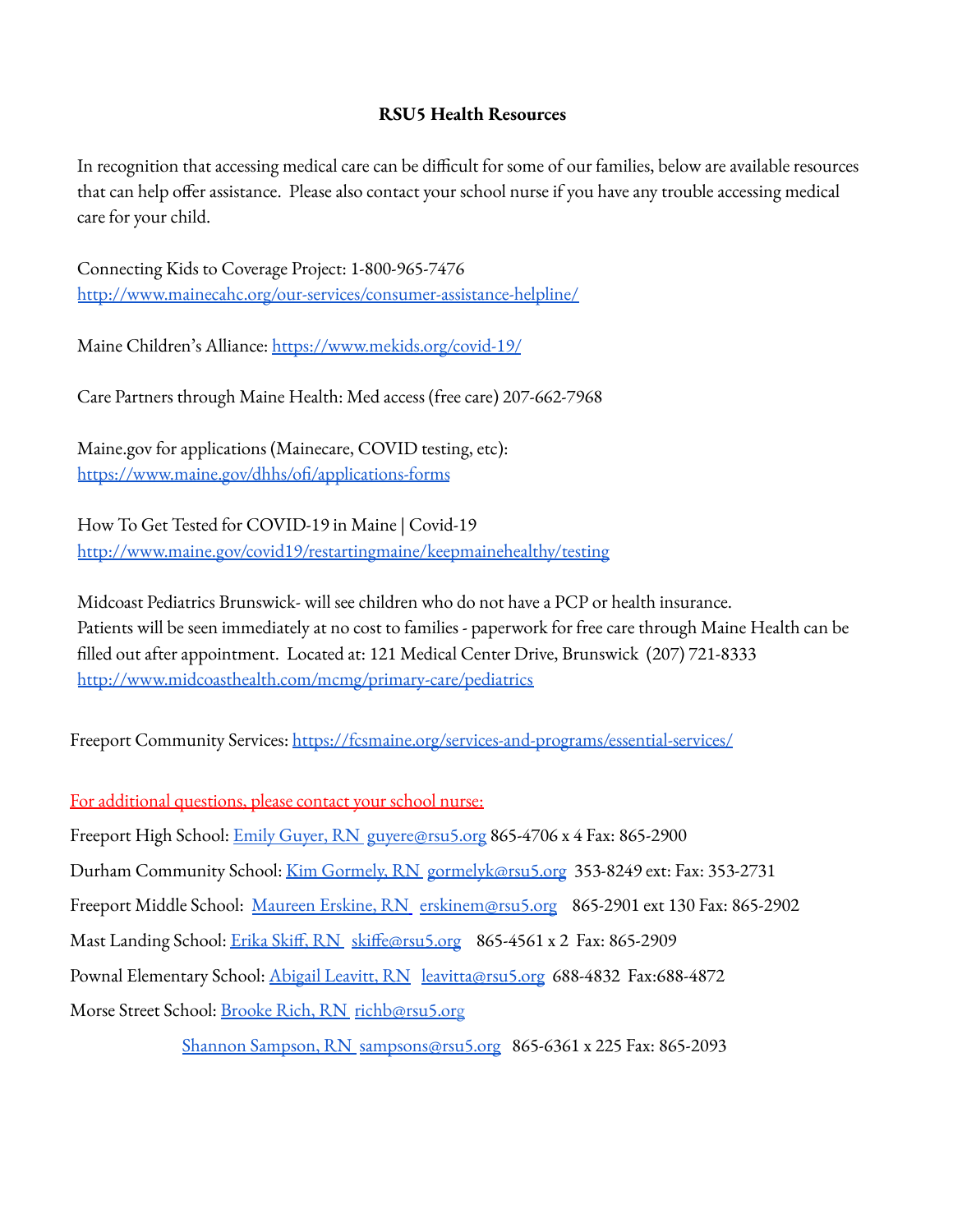**RSU5 Health Resources**

In recognition that accessing medical care can be difficult for some of our families, below are available resources that can help offer assistance. Please also contact your school nurse if you have any trouble accessing medical care for your child.

Connecting Kids to Coverage Project: 1-800-965-7476
http://www.mainecahc.org/our-services/consumer-assistance-helpline/

Maine Children's Alliance: https://www.mekids.org/covid-19/

Care Partners through Maine Health: Med access (free care) 207-662-7968

Maine.gov for applications (Mainecare, COVID testing, etc):
https://www.maine.gov/dhhs/ofi/applications-forms

How To Get Tested for COVID-19 in Maine | Covid-19
http://www.maine.gov/covid19/restartingmaine/keepmainehealthy/testing

Midcoast Pediatrics Brunswick- will see children who do not have a PCP or health insurance.
Patients will be seen immediately at no cost to families - paperwork for free care through Maine Health can be filled out after appointment. Located at: 121 Medical Center Drive, Brunswick (207) 721-8333
http://www.midcoasthealth.com/mcmg/primary-care/pediatrics

Freeport Community Services: https://fcsmaine.org/services-and-programs/essential-services/

For additional questions, please contact your school nurse:

Freeport High School: Emily Guyer, RN guyere@rsu5.org 865-4706 x 4 Fax: 865-2900

Durham Community School: Kim Gormely, RN gormelyk@rsu5.org 353-8249 ext: Fax: 353-2731

Freeport Middle School: Maureen Erskine, RN erskinem@rsu5.org 865-2901 ext 130 Fax: 865-2902

Mast Landing School: Erika Skiff, RN skiffe@rsu5.org 865-4561 x 2 Fax: 865-2909

Pownal Elementary School: Abigail Leavitt, RN leavitta@rsu5.org 688-4832 Fax:688-4872

Morse Street School: Brooke Rich, RN richb@rsu5.org

Shannon Sampson, RN sampsons@rsu5.org 865-6361 x 225 Fax: 865-2093